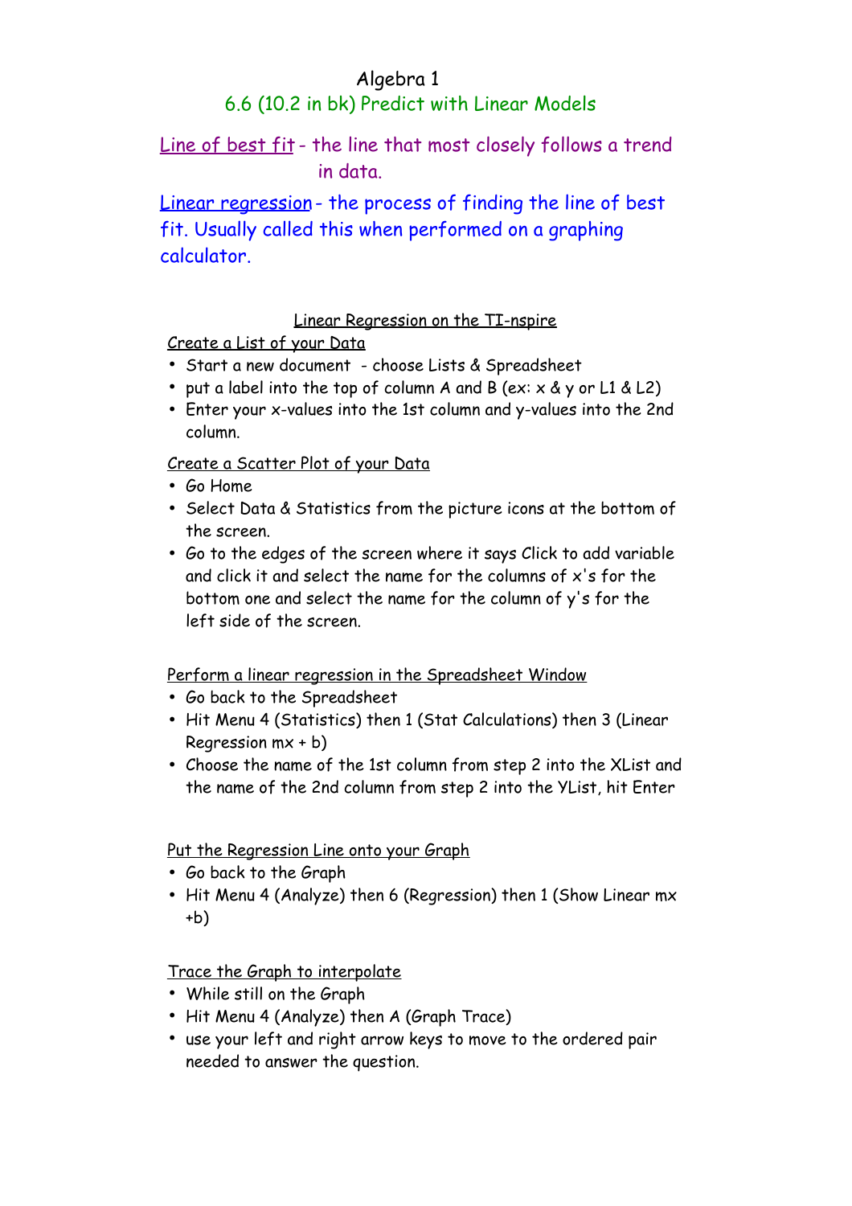# Algebra 1

## 6.6 (10.2 in bk) Predict with Linear Models

Line of best fit - the line that most closely follows a trend in data.

Linear regression - the process of finding the line of best fit. Usually called this when performed on a graphing calculator.

### Linear Regression on the TI-nspire

#### Create a List of your Data

- Start a new document - choose Lists & Spreadsheet
- put a label into the top of column A and B (ex: x & y or L1 & L2)
- Enter your x-values into the 1st column and y-values into the 2nd column.

#### Create a Scatter Plot of your Data

- Go Home
- Select Data & Statistics from the picture icons at the bottom of the screen.
- Go to the edges of the screen where it says Click to add variable and click it and select the name for the columns of x's for the bottom one and select the name for the column of y's for the left side of the screen.

#### Perform a linear regression in the Spreadsheet Window

- Go back to the Spreadsheet
- Hit Menu 4 (Statistics) then 1 (Stat Calculations) then 3 (Linear Regression mx + b)
- Choose the name of the 1st column from step 2 into the XList and the name of the 2nd column from step 2 into the YList, hit Enter

#### Put the Regression Line onto your Graph

- Go back to the Graph
- Hit Menu 4 (Analyze) then 6 (Regression) then 1 (Show Linear mx +b)

#### Trace the Graph to interpolate

- While still on the Graph
- Hit Menu 4 (Analyze) then A (Graph Trace)
- use your left and right arrow keys to move to the ordered pair needed to answer the question.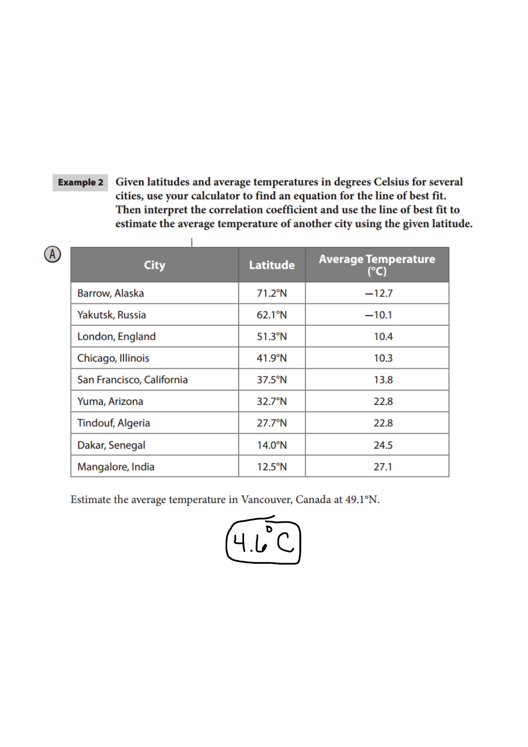**Example 2** **Given latitudes and average temperatures in degrees Celsius for several cities, use your calculator to find an equation for the line of best fit. Then interpret the correlation coefficient and use the line of best fit to estimate the average temperature of another city using the given latitude.**

Ⓐ

| City | Latitude | Average Temperature (°C) |
|---|---|---|
| Barrow, Alaska | 71.2°N | −12.7 |
| Yakutsk, Russia | 62.1°N | −10.1 |
| London, England | 51.3°N | 10.4 |
| Chicago, Illinois | 41.9°N | 10.3 |
| San Francisco, California | 37.5°N | 13.8 |
| Yuma, Arizona | 32.7°N | 22.8 |
| Tindouf, Algeria | 27.7°N | 22.8 |
| Dakar, Senegal | 14.0°N | 24.5 |
| Mangalore, India | 12.5°N | 27.1 |

Estimate the average temperature in Vancouver, Canada at 49.1°N.

4.6°C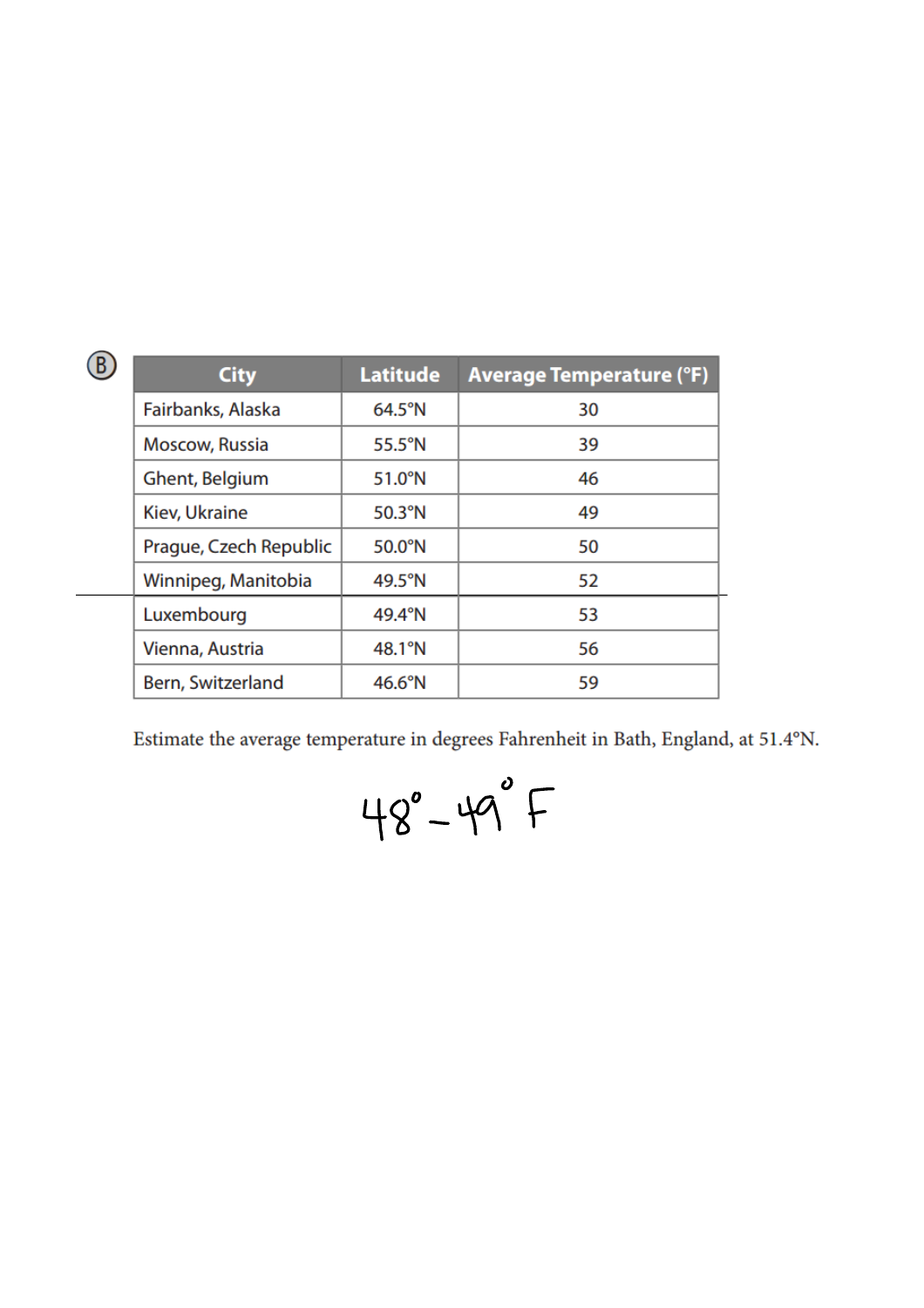(B)

| City | Latitude | Average Temperature (°F) |
|---|---|---|
| Fairbanks, Alaska | 64.5°N | 30 |
| Moscow, Russia | 55.5°N | 39 |
| Ghent, Belgium | 51.0°N | 46 |
| Kiev, Ukraine | 50.3°N | 49 |
| Prague, Czech Republic | 50.0°N | 50 |
| Winnipeg, Manitoba | 49.5°N | 52 |
| Luxembourg | 49.4°N | 53 |
| Vienna, Austria | 48.1°N | 56 |
| Bern, Switzerland | 46.6°N | 59 |

Estimate the average temperature in degrees Fahrenheit in Bath, England, at 51.4°N.

48° – 49° F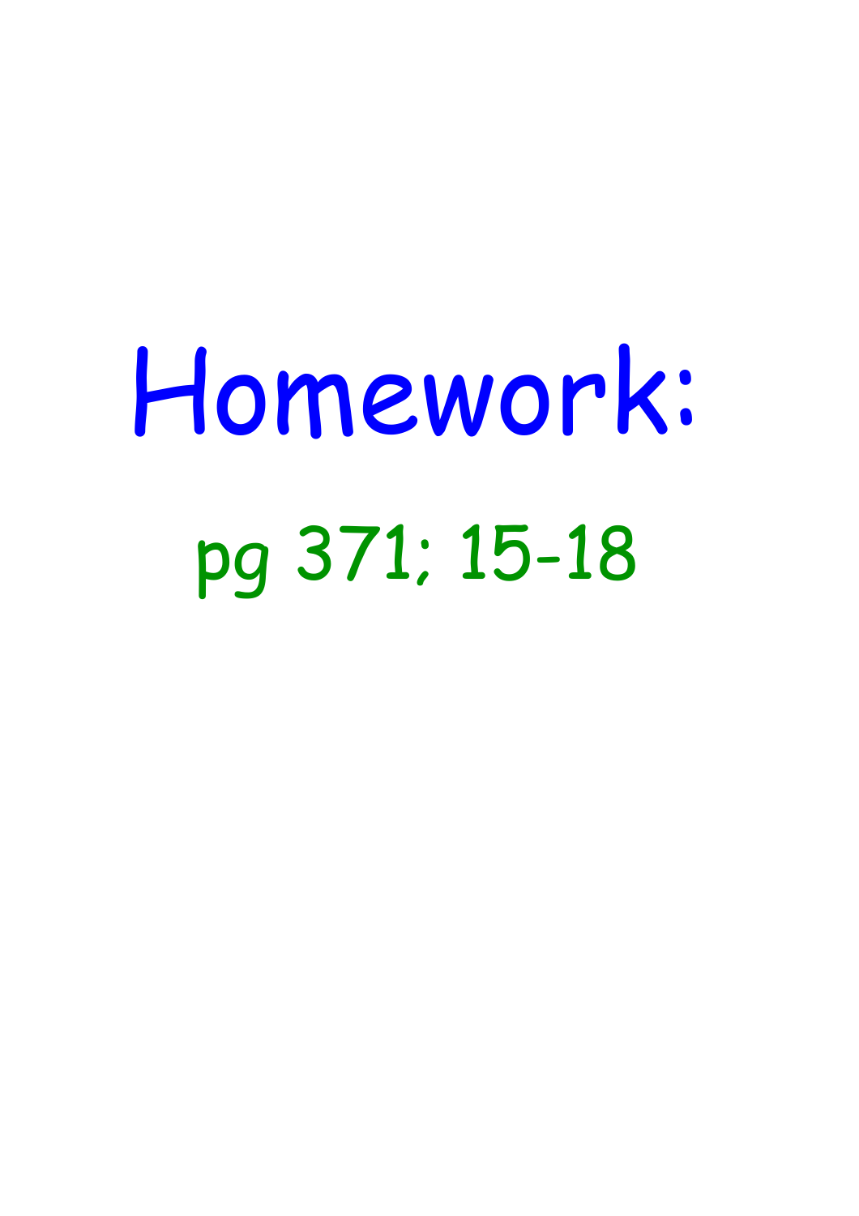# Homework:

pg 371; 15-18